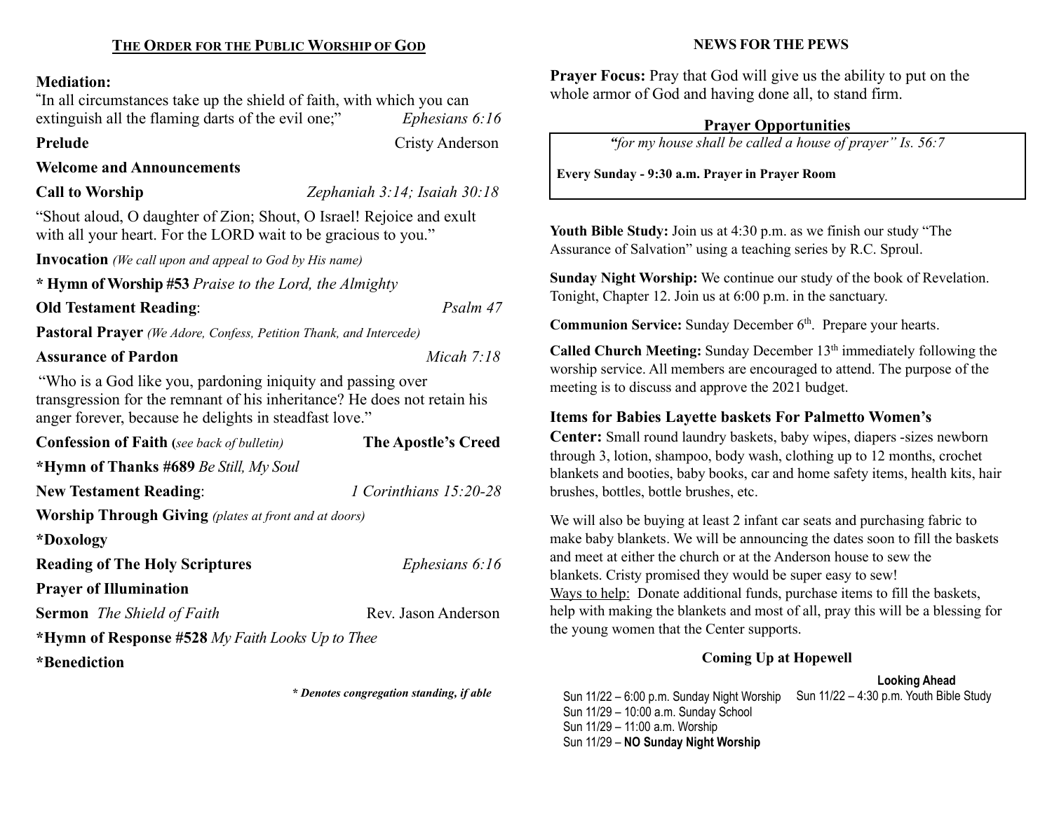## THE ORDER FOR THE PUBLIC WORSHIP OF GOD

**Mediation:**
"In all circumstances take up the shield of faith, with which you can extinguish all the flaming darts of the evil one;" *Ephesians 6:16*

**Prelude** Cristy Anderson

**Welcome and Announcements**

**Call to Worship** *Zephaniah 3:14; Isaiah 30:18*

"Shout aloud, O daughter of Zion; Shout, O Israel! Rejoice and exult with all your heart. For the LORD wait to be gracious to you."

**Invocation** *(We call upon and appeal to God by His name)*

**\* Hymn of Worship #53** *Praise to the Lord, the Almighty*

**Old Testament Reading**: *Psalm 47*

**Pastoral Prayer** *(We Adore, Confess, Petition Thank, and Intercede)*

**Assurance of Pardon** *Micah 7:18*

"Who is a God like you, pardoning iniquity and passing over transgression for the remnant of his inheritance? He does not retain his anger forever, because he delights in steadfast love."

**Confession of Faith** *(see back of bulletin)* **The Apostle's Creed**

**\*Hymn of Thanks #689** *Be Still, My Soul*

**New Testament Reading**: *1 Corinthians 15:20-28*

**Worship Through Giving** *(plates at front and at doors)*

**\*Doxology**

**Reading of The Holy Scriptures** *Ephesians 6:16*

**Prayer of Illumination**

**Sermon** *The Shield of Faith* Rev. Jason Anderson

**\*Hymn of Response #528** *My Faith Looks Up to Thee*

**\*Benediction**

***\* Denotes congregation standing, if able***

## NEWS FOR THE PEWS

**Prayer Focus:** Pray that God will give us the ability to put on the whole armor of God and having done all, to stand firm.

### Prayer Opportunities

*"for my house shall be called a house of prayer" Is. 56:7*

**Every Sunday - 9:30 a.m. Prayer in Prayer Room**

**Youth Bible Study:** Join us at 4:30 p.m. as we finish our study "The Assurance of Salvation" using a teaching series by R.C. Sproul.

**Sunday Night Worship:** We continue our study of the book of Revelation. Tonight, Chapter 12. Join us at 6:00 p.m. in the sanctuary.

**Communion Service:** Sunday December 6th. Prepare your hearts.

**Called Church Meeting:** Sunday December 13th immediately following the worship service. All members are encouraged to attend. The purpose of the meeting is to discuss and approve the 2021 budget.

### Items for Babies Layette baskets For Palmetto Women's Center:

Small round laundry baskets, baby wipes, diapers -sizes newborn through 3, lotion, shampoo, body wash, clothing up to 12 months, crochet blankets and booties, baby books, car and home safety items, health kits, hair brushes, bottles, bottle brushes, etc.

We will also be buying at least 2 infant car seats and purchasing fabric to make baby blankets. We will be announcing the dates soon to fill the baskets and meet at either the church or at the Anderson house to sew the blankets. Cristy promised they would be super easy to sew!
Ways to help: Donate additional funds, purchase items to fill the baskets, help with making the blankets and most of all, pray this will be a blessing for the young women that the Center supports.

### Coming Up at Hopewell

**Looking Ahead**

Sun 11/22 – 4:30 p.m. Youth Bible Study
Sun 11/22 – 6:00 p.m. Sunday Night Worship
Sun 11/29 – 10:00 a.m. Sunday School
Sun 11/29 – 11:00 a.m. Worship
Sun 11/29 – **NO Sunday Night Worship**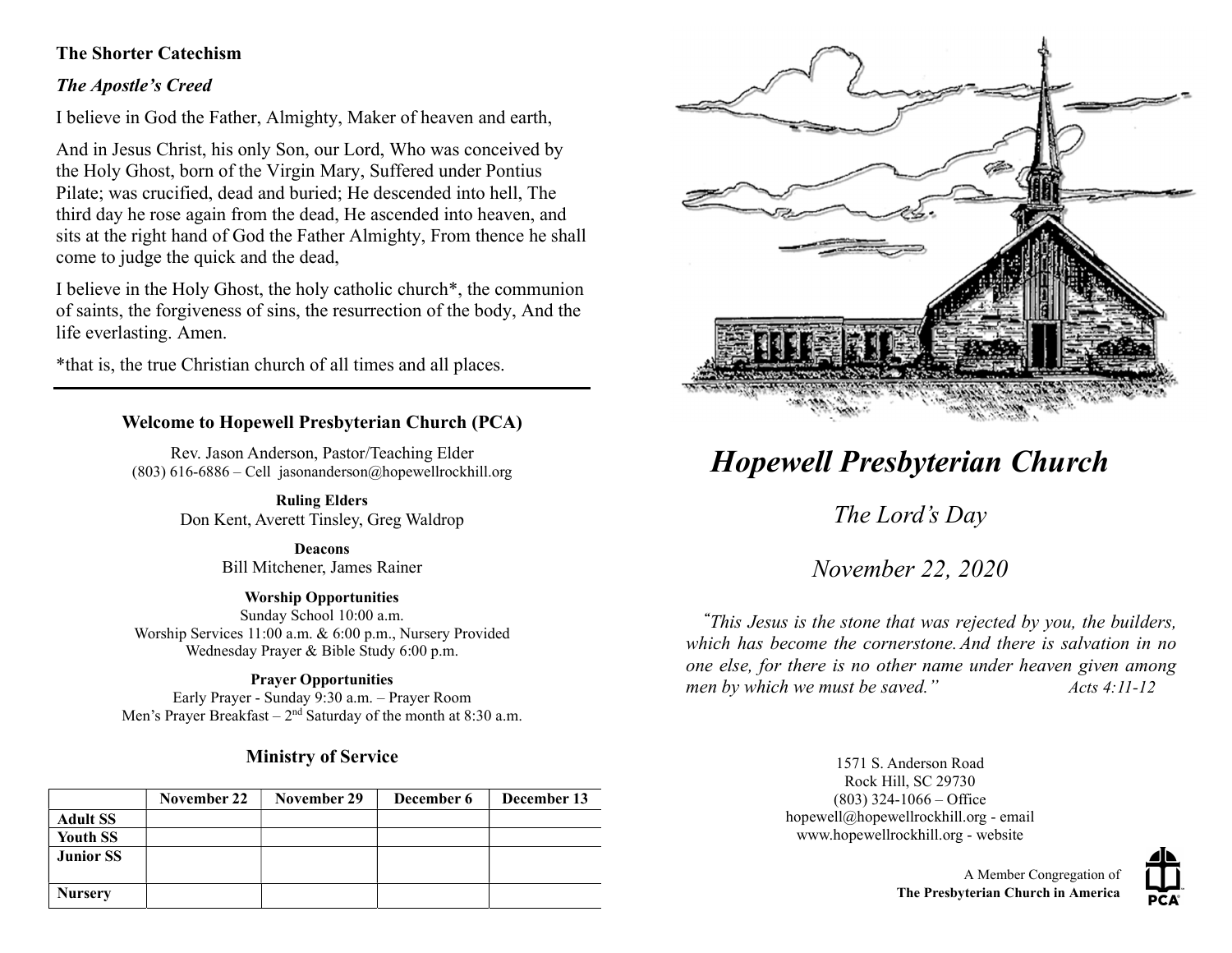**The Shorter Catechism**

***The Apostle's Creed***

I believe in God the Father, Almighty, Maker of heaven and earth,

And in Jesus Christ, his only Son, our Lord, Who was conceived by the Holy Ghost, born of the Virgin Mary, Suffered under Pontius Pilate; was crucified, dead and buried; He descended into hell, The third day he rose again from the dead, He ascended into heaven, and sits at the right hand of God the Father Almighty, From thence he shall come to judge the quick and the dead,

I believe in the Holy Ghost, the holy catholic church*, the communion of saints, the forgiveness of sins, the resurrection of the body, And the life everlasting. Amen.

*that is, the true Christian church of all times and all places.

---

### Welcome to Hopewell Presbyterian Church (PCA)

Rev. Jason Anderson, Pastor/Teaching Elder
(803) 616-6886 – Cell jasonanderson@hopewellrockhill.org

**Ruling Elders**
Don Kent, Averett Tinsley, Greg Waldrop

**Deacons**
Bill Mitchener, James Rainer

**Worship Opportunities**
Sunday School 10:00 a.m.
Worship Services 11:00 a.m. & 6:00 p.m., Nursery Provided
Wednesday Prayer & Bible Study 6:00 p.m.

**Prayer Opportunities**
Early Prayer - Sunday 9:30 a.m. – Prayer Room
Men's Prayer Breakfast – 2nd Saturday of the month at 8:30 a.m.

### Ministry of Service

| | November 22 | November 29 | December 6 | December 13 |
|---|---|---|---|---|
| **Adult SS** | | | | |
| **Youth SS** | | | | |
| **Junior SS** | | | | |
| **Nursery** | | | | |

# *Hopewell Presbyterian Church*

*The Lord's Day*

*November 22, 2020*

*"This Jesus is the stone that was rejected by you, the builders, which has become the cornerstone. And there is salvation in no one else, for there is no other name under heaven given among men by which we must be saved."* *Acts 4:11-12*

1571 S. Anderson Road
Rock Hill, SC 29730
(803) 324-1066 – Office
hopewell@hopewellrockhill.org - email
www.hopewellrockhill.org - website

A Member Congregation of
**The Presbyterian Church in America**